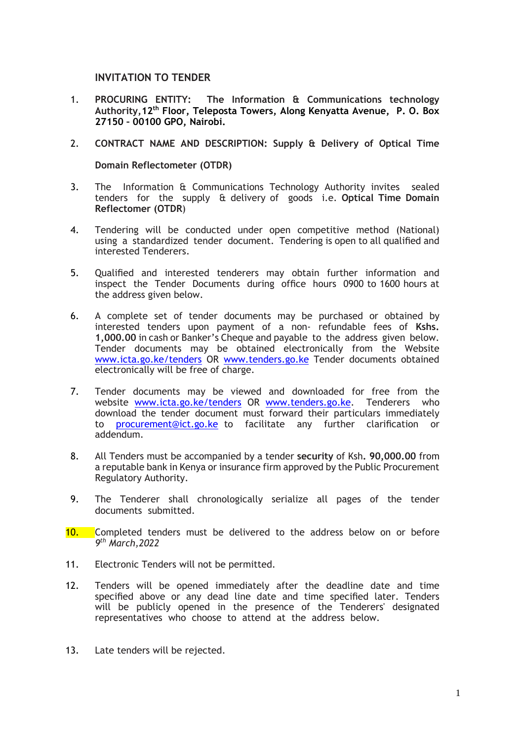# INVITATION TO TENDER

1. **PROCURING ENTITY: The Information & Communications technology Authority,12th Floor, Teleposta Towers, Along Kenyatta Avenue, P. O. Box 27150 – 00100 GPO, Nairobi.**

2. **CONTRACT NAME AND DESCRIPTION: Supply & Delivery of Optical Time Domain Reflectometer (OTDR)**

3. The Information & Communications Technology Authority invites sealed tenders for the supply & delivery of goods i.e. **Optical Time Domain Reflectomer (OTDR**)

4. Tendering will be conducted under open competitive method (National) using a standardized tender document. Tendering is open to all qualified and interested Tenderers.

5. Qualified and interested tenderers may obtain further information and inspect the Tender Documents during office hours 0900 to 1600 hours at the address given below.

6. A complete set of tender documents may be purchased or obtained by interested tenders upon payment of a non- refundable fees of **Kshs. 1,000.00** in cash or Banker's Cheque and payable to the address given below. Tender documents may be obtained electronically from the Website www.icta.go.ke/tenders OR www.tenders.go.ke Tender documents obtained electronically will be free of charge.

7. Tender documents may be viewed and downloaded for free from the website www.icta.go.ke/tenders OR www.tenders.go.ke. Tenderers who download the tender document must forward their particulars immediately to procurement@ict.go.ke to facilitate any further clarification or addendum.

8. All Tenders must be accompanied by a tender **security** of Ksh**. 90,000.00** from a reputable bank in Kenya or insurance firm approved by the Public Procurement Regulatory Authority.

9. The Tenderer shall chronologically serialize all pages of the tender documents submitted.

10. Completed tenders must be delivered to the address below on or before *9th March,2022*

11. Electronic Tenders will not be permitted.

12. Tenders will be opened immediately after the deadline date and time specified above or any dead line date and time specified later. Tenders will be publicly opened in the presence of the Tenderers' designated representatives who choose to attend at the address below.

13. Late tenders will be rejected.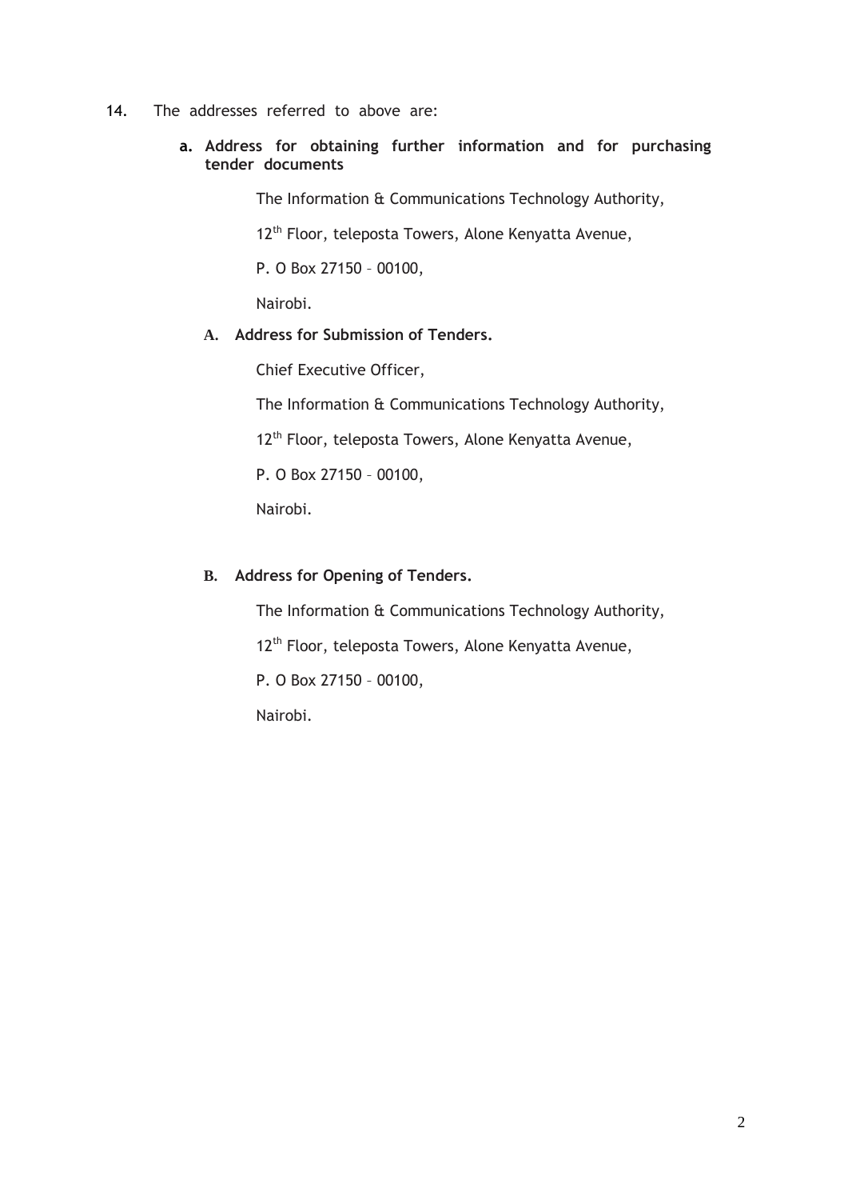14. The addresses referred to above are:

   **a. Address for obtaining further information and for purchasing tender documents**

   The Information & Communications Technology Authority,

   12th Floor, teleposta Towers, Alone Kenyatta Avenue,

   P. O Box 27150 – 00100,

   Nairobi.

   **A. Address for Submission of Tenders.**

   Chief Executive Officer,

   The Information & Communications Technology Authority,

   12th Floor, teleposta Towers, Alone Kenyatta Avenue,

   P. O Box 27150 – 00100,

   Nairobi.

   **B. Address for Opening of Tenders.**

   The Information & Communications Technology Authority,

   12th Floor, teleposta Towers, Alone Kenyatta Avenue,

   P. O Box 27150 – 00100,

   Nairobi.